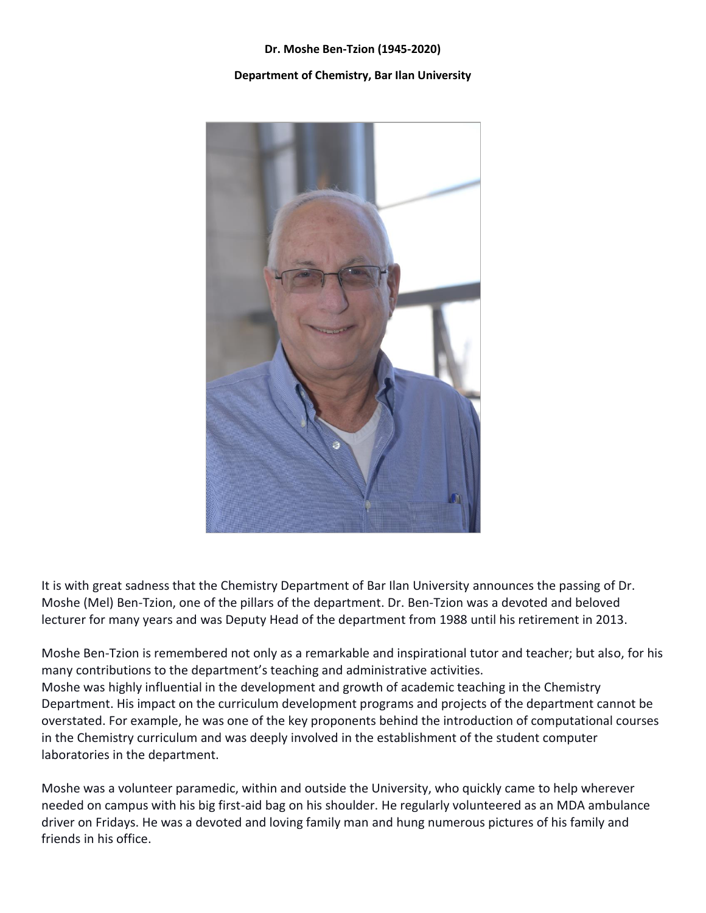**Dr. Moshe Ben-Tzion (1945-2020)**

**Department of Chemistry, Bar Ilan University**

It is with great sadness that the Chemistry Department of Bar Ilan University announces the passing of Dr. Moshe (Mel) Ben-Tzion, one of the pillars of the department. Dr. Ben-Tzion was a devoted and beloved lecturer for many years and was Deputy Head of the department from 1988 until his retirement in 2013.

Moshe Ben-Tzion is remembered not only as a remarkable and inspirational tutor and teacher; but also, for his many contributions to the department's teaching and administrative activities.
Moshe was highly influential in the development and growth of academic teaching in the Chemistry Department. His impact on the curriculum development programs and projects of the department cannot be overstated. For example, he was one of the key proponents behind the introduction of computational courses in the Chemistry curriculum and was deeply involved in the establishment of the student computer laboratories in the department.

Moshe was a volunteer paramedic, within and outside the University, who quickly came to help wherever needed on campus with his big first-aid bag on his shoulder. He regularly volunteered as an MDA ambulance driver on Fridays. He was a devoted and loving family man and hung numerous pictures of his family and friends in his office.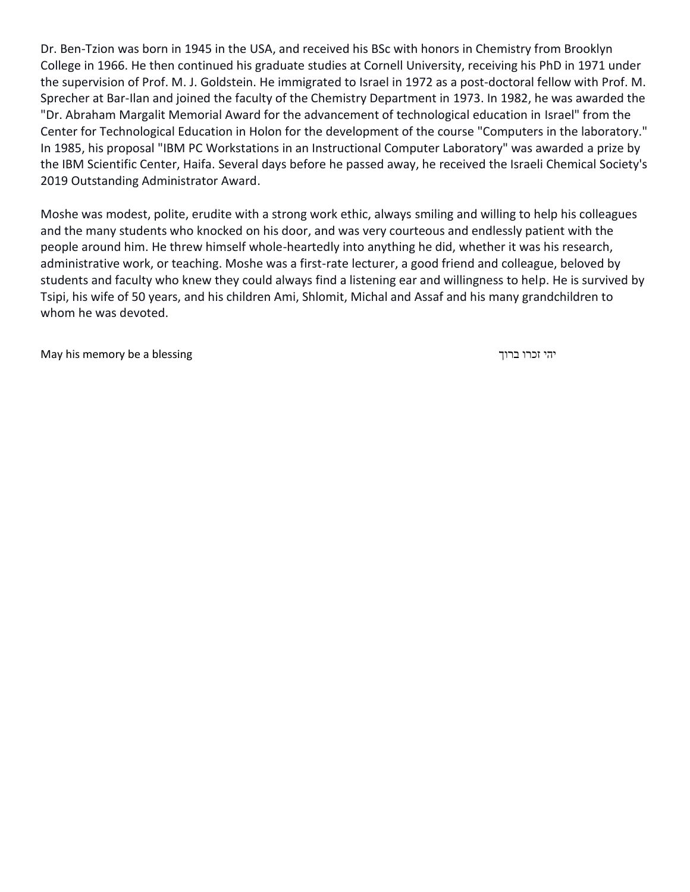Dr. Ben-Tzion was born in 1945 in the USA, and received his BSc with honors in Chemistry from Brooklyn College in 1966. He then continued his graduate studies at Cornell University, receiving his PhD in 1971 under the supervision of Prof. M. J. Goldstein. He immigrated to Israel in 1972 as a post-doctoral fellow with Prof. M. Sprecher at Bar-Ilan and joined the faculty of the Chemistry Department in 1973. In 1982, he was awarded the "Dr. Abraham Margalit Memorial Award for the advancement of technological education in Israel" from the Center for Technological Education in Holon for the development of the course "Computers in the laboratory." In 1985, his proposal "IBM PC Workstations in an Instructional Computer Laboratory" was awarded a prize by the IBM Scientific Center, Haifa. Several days before he passed away, he received the Israeli Chemical Society's 2019 Outstanding Administrator Award.

Moshe was modest, polite, erudite with a strong work ethic, always smiling and willing to help his colleagues and the many students who knocked on his door, and was very courteous and endlessly patient with the people around him. He threw himself whole-heartedly into anything he did, whether it was his research, administrative work, or teaching. Moshe was a first-rate lecturer, a good friend and colleague, beloved by students and faculty who knew they could always find a listening ear and willingness to help. He is survived by Tsipi, his wife of 50 years, and his children Ami, Shlomit, Michal and Assaf and his many grandchildren to whom he was devoted.

May his memory be a blessing יהי זכרו ברוך